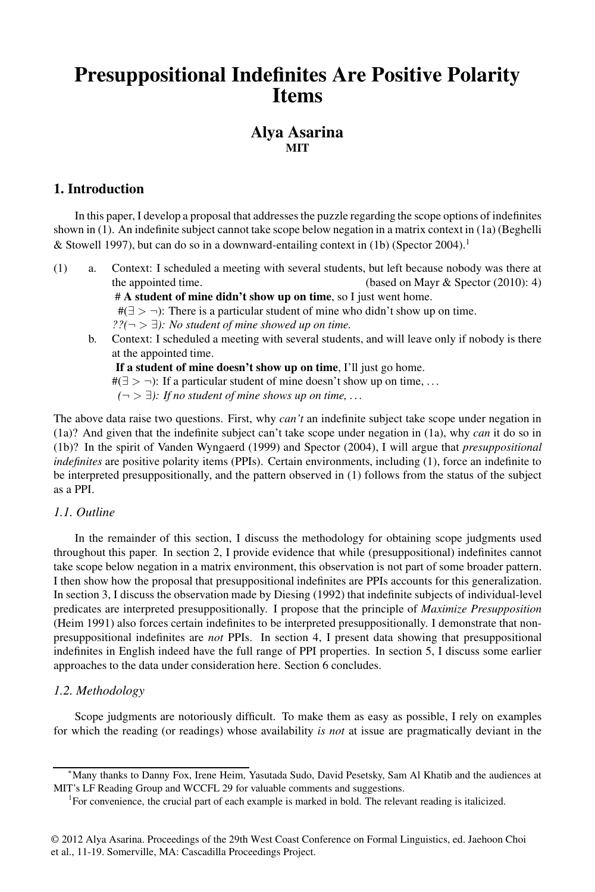# Presuppositional Indefinites Are Positive Polarity Items

**Alya Asarina**
**MIT**

## 1. Introduction

In this paper, I develop a proposal that addresses the puzzle regarding the scope options of indefinites shown in (1). An indefinite subject cannot take scope below negation in a matrix context in (1a) (Beghelli & Stowell 1997), but can do so in a downward-entailing context in (1b) (Spector 2004).[1]

(1) a. Context: I scheduled a meeting with several students, but left because nobody was there at the appointed time. (based on Mayr & Spector (2010): 4)
 # **A student of mine didn't show up on time**, so I just went home.
 #($\exists > \neg$): There is a particular student of mine who didn't show up on time.
 *??($\neg > \exists$): No student of mine showed up on time.*

 b. Context: I scheduled a meeting with several students, and will leave only if nobody is there at the appointed time.
 **If a student of mine doesn't show up on time**, I'll just go home.
 #($\exists > \neg$): If a particular student of mine doesn't show up on time, ...
 *($\neg > \exists$): If no student of mine shows up on time, ...*

The above data raise two questions. First, why *can't* an indefinite subject take scope under negation in (1a)? And given that the indefinite subject can't take scope under negation in (1a), why *can* it do so in (1b)? In the spirit of Vanden Wyngaerd (1999) and Spector (2004), I will argue that *presuppositional indefinites* are positive polarity items (PPIs). Certain environments, including (1), force an indefinite to be interpreted presuppositionally, and the pattern observed in (1) follows from the status of the subject as a PPI.

### 1.1. Outline

In the remainder of this section, I discuss the methodology for obtaining scope judgments used throughout this paper. In section 2, I provide evidence that while (presuppositional) indefinites cannot take scope below negation in a matrix environment, this observation is not part of some broader pattern. I then show how the proposal that presuppositional indefinites are PPIs accounts for this generalization. In section 3, I discuss the observation made by Diesing (1992) that indefinite subjects of individual-level predicates are interpreted presuppositionally. I propose that the principle of *Maximize Presupposition* (Heim 1991) also forces certain indefinites to be interpreted presuppositionally. I demonstrate that non-presuppositional indefinites are *not* PPIs. In section 4, I present data showing that presuppositional indefinites in English indeed have the full range of PPI properties. In section 5, I discuss some earlier approaches to the data under consideration here. Section 6 concludes.

### 1.2. Methodology

Scope judgments are notoriously difficult. To make them as easy as possible, I rely on examples for which the reading (or readings) whose availability *is not* at issue are pragmatically deviant in the

---

*Many thanks to Danny Fox, Irene Heim, Yasutada Sudo, David Pesetsky, Sam Al Khatib and the audiences at MIT's LF Reading Group and WCCFL 29 for valuable comments and suggestions.

[1] For convenience, the crucial part of each example is marked in bold. The relevant reading is italicized.

© 2012 Alya Asarina. Proceedings of the 29th West Coast Conference on Formal Linguistics, ed. Jaehoon Choi et al., 11-19. Somerville, MA: Cascadilla Proceedings Project.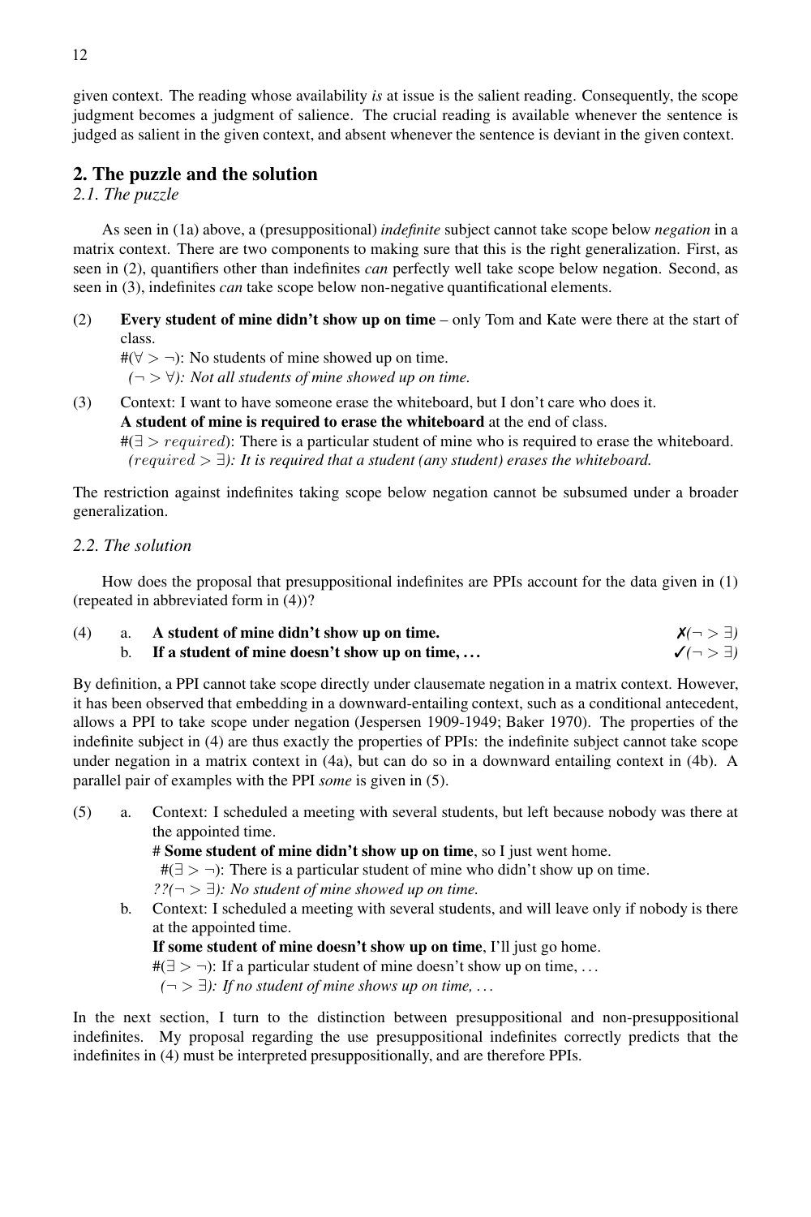given context. The reading whose availability *is* at issue is the salient reading. Consequently, the scope judgment becomes a judgment of salience. The crucial reading is available whenever the sentence is judged as salient in the given context, and absent whenever the sentence is deviant in the given context.

## 2. The puzzle and the solution

### *2.1. The puzzle*

As seen in (1a) above, a (presuppositional) *indefinite* subject cannot take scope below *negation* in a matrix context. There are two components to making sure that this is the right generalization. First, as seen in (2), quantifiers other than indefinites *can* perfectly well take scope below negation. Second, as seen in (3), indefinites *can* take scope below non-negative quantificational elements.

(2) **Every student of mine didn't show up on time** – only Tom and Kate were there at the start of class.
#($\forall > \neg$): No students of mine showed up on time.
*($\neg > \forall$): Not all students of mine showed up on time.*

(3) Context: I want to have someone erase the whiteboard, but I don't care who does it.
**A student of mine is required to erase the whiteboard** at the end of class.
#($\exists > required$): There is a particular student of mine who is required to erase the whiteboard.
*($required > \exists$): It is required that a student (any student) erases the whiteboard.*

The restriction against indefinites taking scope below negation cannot be subsumed under a broader generalization.

### *2.2. The solution*

How does the proposal that presuppositional indefinites are PPIs account for the data given in (1) (repeated in abbreviated form in (4))?

(4) a. **A student of mine didn't show up on time.** ✗*($\neg > \exists$)*
b. **If a student of mine doesn't show up on time, . . .** ✓*($\neg > \exists$)*

By definition, a PPI cannot take scope directly under clausemate negation in a matrix context. However, it has been observed that embedding in a downward-entailing context, such as a conditional antecedent, allows a PPI to take scope under negation (Jespersen 1909-1949; Baker 1970). The properties of the indefinite subject in (4) are thus exactly the properties of PPIs: the indefinite subject cannot take scope under negation in a matrix context in (4a), but can do so in a downward entailing context in (4b). A parallel pair of examples with the PPI *some* is given in (5).

(5) a. Context: I scheduled a meeting with several students, but left because nobody was there at the appointed time.
\# **Some student of mine didn't show up on time**, so I just went home.
#($\exists > \neg$): There is a particular student of mine who didn't show up on time.
*??($\neg > \exists$): No student of mine showed up on time.*
b. Context: I scheduled a meeting with several students, and will leave only if nobody is there at the appointed time.
**If some student of mine doesn't show up on time**, I'll just go home.
#($\exists > \neg$): If a particular student of mine doesn't show up on time, . . .
*($\neg > \exists$): If no student of mine shows up on time, . . .*

In the next section, I turn to the distinction between presuppositional and non-presuppositional indefinites. My proposal regarding the use presuppositional indefinites correctly predicts that the indefinites in (4) must be interpreted presuppositionally, and are therefore PPIs.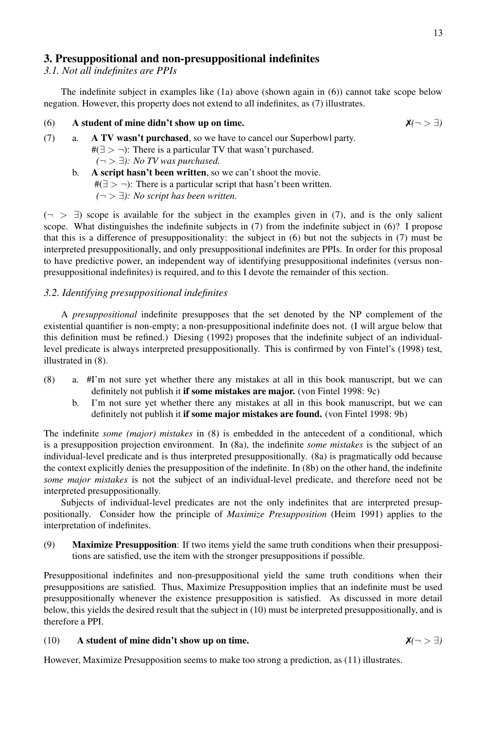## 3. Presuppositional and non-presuppositional indefinites

### *3.1. Not all indefinites are PPIs*

The indefinite subject in examples like (1a) above (shown again in (6)) cannot take scope below negation. However, this property does not extend to all indefinites, as (7) illustrates.

(6) **A student of mine didn't show up on time.** ✗$(\neg > \exists)$

(7) a. **A TV wasn't purchased**, so we have to cancel our Superbowl party.
  #$(\exists > \neg)$: There is a particular TV that wasn't purchased.
  *$(\neg > \exists)$: No TV was purchased.*

  b. **A script hasn't been written**, so we can't shoot the movie.
  #$(\exists > \neg)$: There is a particular script that hasn't been written.
  *$(\neg > \exists)$: No script has been written.*

$(\neg > \exists)$ scope is available for the subject in the examples given in (7), and is the only salient scope. What distinguishes the indefinite subjects in (7) from the indefinite subject in (6)? I propose that this is a difference of presuppositionality: the subject in (6) but not the subjects in (7) must be interpreted presuppositionally, and only presuppositional indefinites are PPIs. In order for this proposal to have predictive power, an independent way of identifying presuppositional indefinites (versus non-presuppositional indefinites) is required, and to this I devote the remainder of this section.

### *3.2. Identifying presuppositional indefinites*

A *presuppositional* indefinite presupposes that the set denoted by the NP complement of the existential quantifier is non-empty; a non-presuppositional indefinite does not. (I will argue below that this definition must be refined.) Diesing (1992) proposes that the indefinite subject of an individual-level predicate is always interpreted presuppositionally. This is confirmed by von Fintel's (1998) test, illustrated in (8).

(8) a. #I'm not sure yet whether there any mistakes at all in this book manuscript, but we can definitely not publish it **if some mistakes are major.** (von Fintel 1998: 9c)

  b. I'm not sure yet whether there any mistakes at all in this book manuscript, but we can definitely not publish it **if some major mistakes are found.** (von Fintel 1998: 9b)

The indefinite *some (major) mistakes* in (8) is embedded in the antecedent of a conditional, which is a presupposition projection environment. In (8a), the indefinite *some mistakes* is the subject of an individual-level predicate and is thus interpreted presuppositionally. (8a) is pragmatically odd because the context explicitly denies the presupposition of the indefinite. In (8b) on the other hand, the indefinite *some major mistakes* is not the subject of an individual-level predicate, and therefore need not be interpreted presuppositionally.

Subjects of individual-level predicates are not the only indefinites that are interpreted presuppositionally. Consider how the principle of *Maximize Presupposition* (Heim 1991) applies to the interpretation of indefinites.

(9) **Maximize Presupposition**: If two items yield the same truth conditions when their presuppositions are satisfied, use the item with the stronger presuppositions if possible.

Presuppositional indefinites and non-presuppositional yield the same truth conditions when their presuppositions are satisfied. Thus, Maximize Presupposition implies that an indefinite must be used presuppositionally whenever the existence presupposition is satisfied. As discussed in more detail below, this yields the desired result that the subject in (10) must be interpreted presuppositionally, and is therefore a PPI.

(10) **A student of mine didn't show up on time.** ✗$(\neg > \exists)$

However, Maximize Presupposition seems to make too strong a prediction, as (11) illustrates.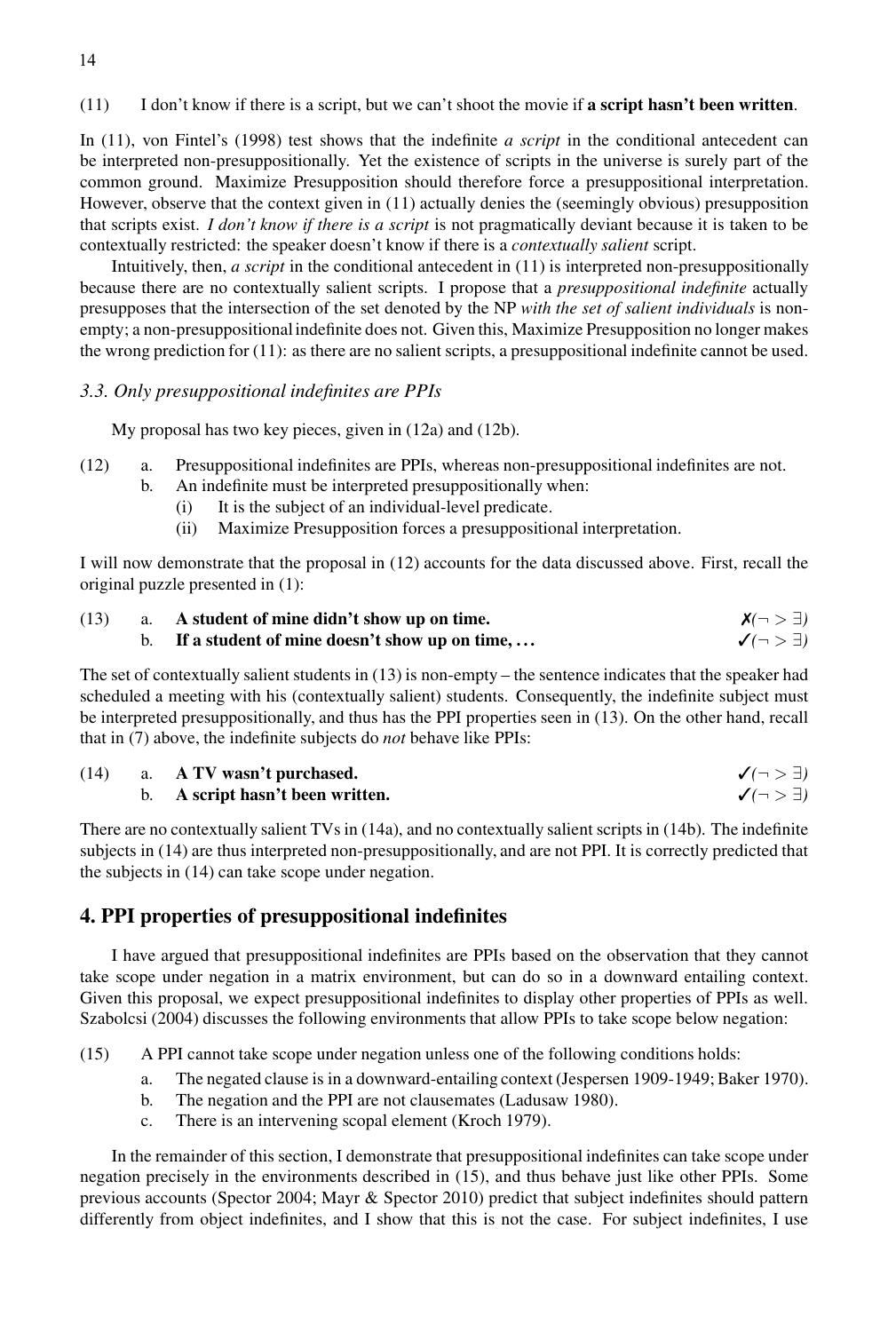(11) I don't know if there is a script, but we can't shoot the movie if **a script hasn't been written**.

In (11), von Fintel's (1998) test shows that the indefinite *a script* in the conditional antecedent can be interpreted non-presuppositionally. Yet the existence of scripts in the universe is surely part of the common ground. Maximize Presupposition should therefore force a presuppositional interpretation. However, observe that the context given in (11) actually denies the (seemingly obvious) presupposition that scripts exist. *I don't know if there is a script* is not pragmatically deviant because it is taken to be contextually restricted: the speaker doesn't know if there is a *contextually salient* script.

Intuitively, then, *a script* in the conditional antecedent in (11) is interpreted non-presuppositionally because there are no contextually salient scripts. I propose that a *presuppositional indefinite* actually presupposes that the intersection of the set denoted by the NP *with the set of salient individuals* is non-empty; a non-presuppositional indefinite does not. Given this, Maximize Presupposition no longer makes the wrong prediction for (11): as there are no salient scripts, a presuppositional indefinite cannot be used.

### *3.3. Only presuppositional indefinites are PPIs*

My proposal has two key pieces, given in (12a) and (12b).

(12)
a. Presuppositional indefinites are PPIs, whereas non-presuppositional indefinites are not.
b. An indefinite must be interpreted presuppositionally when:
   (i) It is the subject of an individual-level predicate.
   (ii) Maximize Presupposition forces a presuppositional interpretation.

I will now demonstrate that the proposal in (12) accounts for the data discussed above. First, recall the original puzzle presented in (1):

(13)
a. **A student of mine didn't show up on time.** ✗$(\neg > \exists)$
b. **If a student of mine doesn't show up on time, ...** ✓$(\neg > \exists)$

The set of contextually salient students in (13) is non-empty – the sentence indicates that the speaker had scheduled a meeting with his (contextually salient) students. Consequently, the indefinite subject must be interpreted presuppositionally, and thus has the PPI properties seen in (13). On the other hand, recall that in (7) above, the indefinite subjects do *not* behave like PPIs:

(14)
a. **A TV wasn't purchased.** ✓$(\neg > \exists)$
b. **A script hasn't been written.** ✓$(\neg > \exists)$

There are no contextually salient TVs in (14a), and no contextually salient scripts in (14b). The indefinite subjects in (14) are thus interpreted non-presuppositionally, and are not PPI. It is correctly predicted that the subjects in (14) can take scope under negation.

## 4. PPI properties of presuppositional indefinites

I have argued that presuppositional indefinites are PPIs based on the observation that they cannot take scope under negation in a matrix environment, but can do so in a downward entailing context. Given this proposal, we expect presuppositional indefinites to display other properties of PPIs as well. Szabolcsi (2004) discusses the following environments that allow PPIs to take scope below negation:

(15) A PPI cannot take scope under negation unless one of the following conditions holds:
a. The negated clause is in a downward-entailing context (Jespersen 1909-1949; Baker 1970).
b. The negation and the PPI are not clausemates (Ladusaw 1980).
c. There is an intervening scopal element (Kroch 1979).

In the remainder of this section, I demonstrate that presuppositional indefinites can take scope under negation precisely in the environments described in (15), and thus behave just like other PPIs. Some previous accounts (Spector 2004; Mayr & Spector 2010) predict that subject indefinites should pattern differently from object indefinites, and I show that this is not the case. For subject indefinites, I use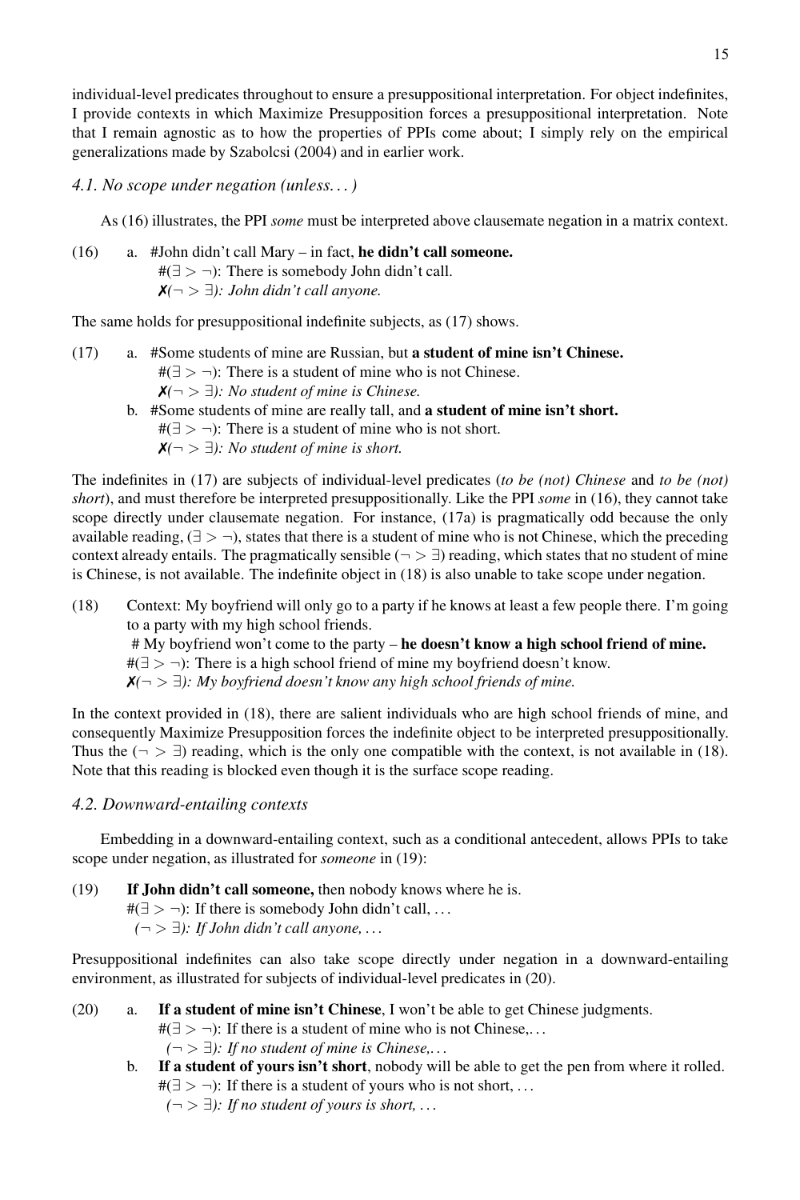individual-level predicates throughout to ensure a presuppositional interpretation. For object indefinites, I provide contexts in which Maximize Presupposition forces a presuppositional interpretation. Note that I remain agnostic as to how the properties of PPIs come about; I simply rely on the empirical generalizations made by Szabolcsi (2004) and in earlier work.

### *4.1. No scope under negation (unless...)*

As (16) illustrates, the PPI *some* must be interpreted above clausemate negation in a matrix context.

(16) a. #John didn't call Mary – in fact, **he didn't call someone.**
  #($\exists > \neg$): There is somebody John didn't call.
  ✗*($\neg > \exists$): John didn't call anyone.*

The same holds for presuppositional indefinite subjects, as (17) shows.

(17) a. #Some students of mine are Russian, but **a student of mine isn't Chinese.**
  #($\exists > \neg$): There is a student of mine who is not Chinese.
  ✗*($\neg > \exists$): No student of mine is Chinese.*

  b. #Some students of mine are really tall, and **a student of mine isn't short.**
  #($\exists > \neg$): There is a student of mine who is not short.
  ✗*($\neg > \exists$): No student of mine is short.*

The indefinites in (17) are subjects of individual-level predicates (*to be (not) Chinese* and *to be (not) short*), and must therefore be interpreted presuppositionally. Like the PPI *some* in (16), they cannot take scope directly under clausemate negation. For instance, (17a) is pragmatically odd because the only available reading, ($\exists > \neg$), states that there is a student of mine who is not Chinese, which the preceding context already entails. The pragmatically sensible ($\neg > \exists$) reading, which states that no student of mine is Chinese, is not available. The indefinite object in (18) is also unable to take scope under negation.

(18) Context: My boyfriend will only go to a party if he knows at least a few people there. I'm going to a party with my high school friends.
  # My boyfriend won't come to the party – **he doesn't know a high school friend of mine.**
  #($\exists > \neg$): There is a high school friend of mine my boyfriend doesn't know.
  ✗*($\neg > \exists$): My boyfriend doesn't know any high school friends of mine.*

In the context provided in (18), there are salient individuals who are high school friends of mine, and consequently Maximize Presupposition forces the indefinite object to be interpreted presuppositionally. Thus the ($\neg > \exists$) reading, which is the only one compatible with the context, is not available in (18). Note that this reading is blocked even though it is the surface scope reading.

### *4.2. Downward-entailing contexts*

Embedding in a downward-entailing context, such as a conditional antecedent, allows PPIs to take scope under negation, as illustrated for *someone* in (19):

(19) **If John didn't call someone,** then nobody knows where he is.
  #($\exists > \neg$): If there is somebody John didn't call, ...
  *($\neg > \exists$): If John didn't call anyone, ...*

Presuppositional indefinites can also take scope directly under negation in a downward-entailing environment, as illustrated for subjects of individual-level predicates in (20).

(20) a. **If a student of mine isn't Chinese**, I won't be able to get Chinese judgments.
  #($\exists > \neg$): If there is a student of mine who is not Chinese,...
  *($\neg > \exists$): If no student of mine is Chinese,...*

  b. **If a student of yours isn't short**, nobody will be able to get the pen from where it rolled.
  #($\exists > \neg$): If there is a student of yours who is not short, ...
  *($\neg > \exists$): If no student of yours is short, ...*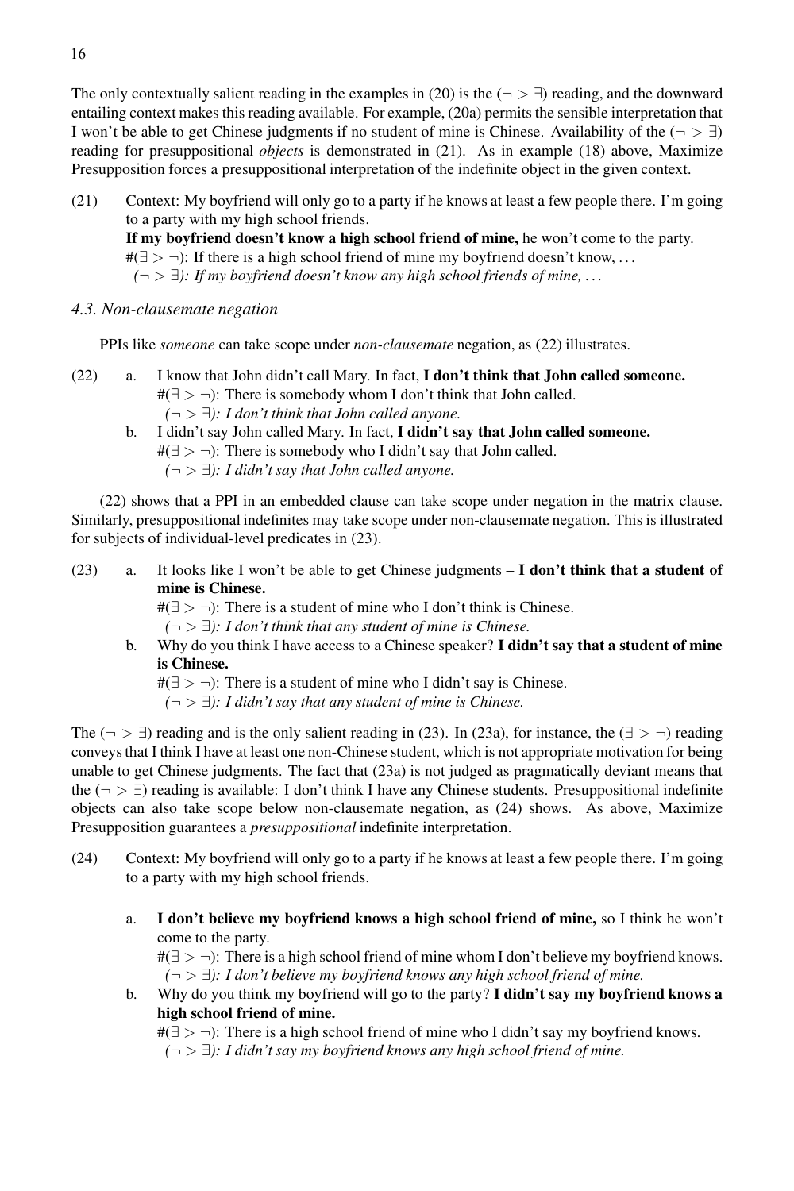The only contextually salient reading in the examples in (20) is the ($\neg > \exists$) reading, and the downward entailing context makes this reading available. For example, (20a) permits the sensible interpretation that I won't be able to get Chinese judgments if no student of mine is Chinese. Availability of the ($\neg > \exists$) reading for presuppositional *objects* is demonstrated in (21). As in example (18) above, Maximize Presupposition forces a presuppositional interpretation of the indefinite object in the given context.

(21) Context: My boyfriend will only go to a party if he knows at least a few people there. I'm going to a party with my high school friends.
**If my boyfriend doesn't know a high school friend of mine,** he won't come to the party.
#($\exists > \neg$): If there is a high school friend of mine my boyfriend doesn't know, ...
*($\neg > \exists$): If my boyfriend doesn't know any high school friends of mine, ...*

### 4.3. Non-clausemate negation

PPIs like *someone* can take scope under *non-clausemate* negation, as (22) illustrates.

(22) a. I know that John didn't call Mary. In fact, **I don't think that John called someone.**
#($\exists > \neg$): There is somebody whom I don't think that John called.
*($\neg > \exists$): I don't think that John called anyone.*

b. I didn't say John called Mary. In fact, **I didn't say that John called someone.**
#($\exists > \neg$): There is somebody who I didn't say that John called.
*($\neg > \exists$): I didn't say that John called anyone.*

(22) shows that a PPI in an embedded clause can take scope under negation in the matrix clause. Similarly, presuppositional indefinites may take scope under non-clausemate negation. This is illustrated for subjects of individual-level predicates in (23).

(23) a. It looks like I won't be able to get Chinese judgments – **I don't think that a student of mine is Chinese.**
#($\exists > \neg$): There is a student of mine who I don't think is Chinese.
*($\neg > \exists$): I don't think that any student of mine is Chinese.*

b. Why do you think I have access to a Chinese speaker? **I didn't say that a student of mine is Chinese.**
#($\exists > \neg$): There is a student of mine who I didn't say is Chinese.
*($\neg > \exists$): I didn't say that any student of mine is Chinese.*

The ($\neg > \exists$) reading and is the only salient reading in (23). In (23a), for instance, the ($\exists > \neg$) reading conveys that I think I have at least one non-Chinese student, which is not appropriate motivation for being unable to get Chinese judgments. The fact that (23a) is not judged as pragmatically deviant means that the ($\neg > \exists$) reading is available: I don't think I have any Chinese students. Presuppositional indefinite objects can also take scope below non-clausemate negation, as (24) shows. As above, Maximize Presupposition guarantees a *presuppositional* indefinite interpretation.

(24) Context: My boyfriend will only go to a party if he knows at least a few people there. I'm going to a party with my high school friends.

a. **I don't believe my boyfriend knows a high school friend of mine,** so I think he won't come to the party.
#($\exists > \neg$): There is a high school friend of mine whom I don't believe my boyfriend knows.
*($\neg > \exists$): I don't believe my boyfriend knows any high school friend of mine.*

b. Why do you think my boyfriend will go to the party? **I didn't say my boyfriend knows a high school friend of mine.**
#($\exists > \neg$): There is a high school friend of mine who I didn't say my boyfriend knows.
*($\neg > \exists$): I didn't say my boyfriend knows any high school friend of mine.*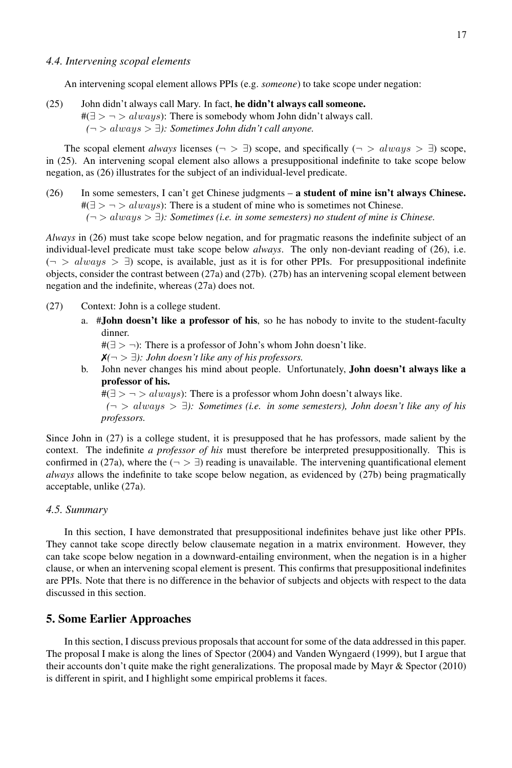### 4.4. Intervening scopal elements

An intervening scopal element allows PPIs (e.g. *someone*) to take scope under negation:

(25) John didn't always call Mary. In fact, **he didn't always call someone.**
#($\exists > \neg > always$): There is somebody whom John didn't always call.
*($\neg > always > \exists$): Sometimes John didn't call anyone.*

The scopal element *always* licenses ($\neg > \exists$) scope, and specifically ($\neg > always > \exists$) scope, in (25). An intervening scopal element also allows a presuppositional indefinite to take scope below negation, as (26) illustrates for the subject of an individual-level predicate.

(26) In some semesters, I can't get Chinese judgments – **a student of mine isn't always Chinese.**
#($\exists > \neg > always$): There is a student of mine who is sometimes not Chinese.
*($\neg > always > \exists$): Sometimes (i.e. in some semesters) no student of mine is Chinese.*

*Always* in (26) must take scope below negation, and for pragmatic reasons the indefinite subject of an individual-level predicate must take scope below *always*. The only non-deviant reading of (26), i.e. ($\neg > always > \exists$) scope, is available, just as it is for other PPIs. For presuppositional indefinite objects, consider the contrast between (27a) and (27b). (27b) has an intervening scopal element between negation and the indefinite, whereas (27a) does not.

(27) Context: John is a college student.

a. #**John doesn't like a professor of his**, so he has nobody to invite to the student-faculty dinner.
#($\exists > \neg$): There is a professor of John's whom John doesn't like.
✗*($\neg > \exists$): John doesn't like any of his professors.*

b. John never changes his mind about people. Unfortunately, **John doesn't always like a professor of his.**
#($\exists > \neg > always$): There is a professor whom John doesn't always like.
*($\neg > always > \exists$): Sometimes (i.e. in some semesters), John doesn't like any of his professors.*

Since John in (27) is a college student, it is presupposed that he has professors, made salient by the context. The indefinite *a professor of his* must therefore be interpreted presuppositionally. This is confirmed in (27a), where the ($\neg > \exists$) reading is unavailable. The intervening quantificational element *always* allows the indefinite to take scope below negation, as evidenced by (27b) being pragmatically acceptable, unlike (27a).

### 4.5. Summary

In this section, I have demonstrated that presuppositional indefinites behave just like other PPIs. They cannot take scope directly below clausemate negation in a matrix environment. However, they can take scope below negation in a downward-entailing environment, when the negation is in a higher clause, or when an intervening scopal element is present. This confirms that presuppositional indefinites are PPIs. Note that there is no difference in the behavior of subjects and objects with respect to the data discussed in this section.

## 5. Some Earlier Approaches

In this section, I discuss previous proposals that account for some of the data addressed in this paper. The proposal I make is along the lines of Spector (2004) and Vanden Wyngaerd (1999), but I argue that their accounts don't quite make the right generalizations. The proposal made by Mayr & Spector (2010) is different in spirit, and I highlight some empirical problems it faces.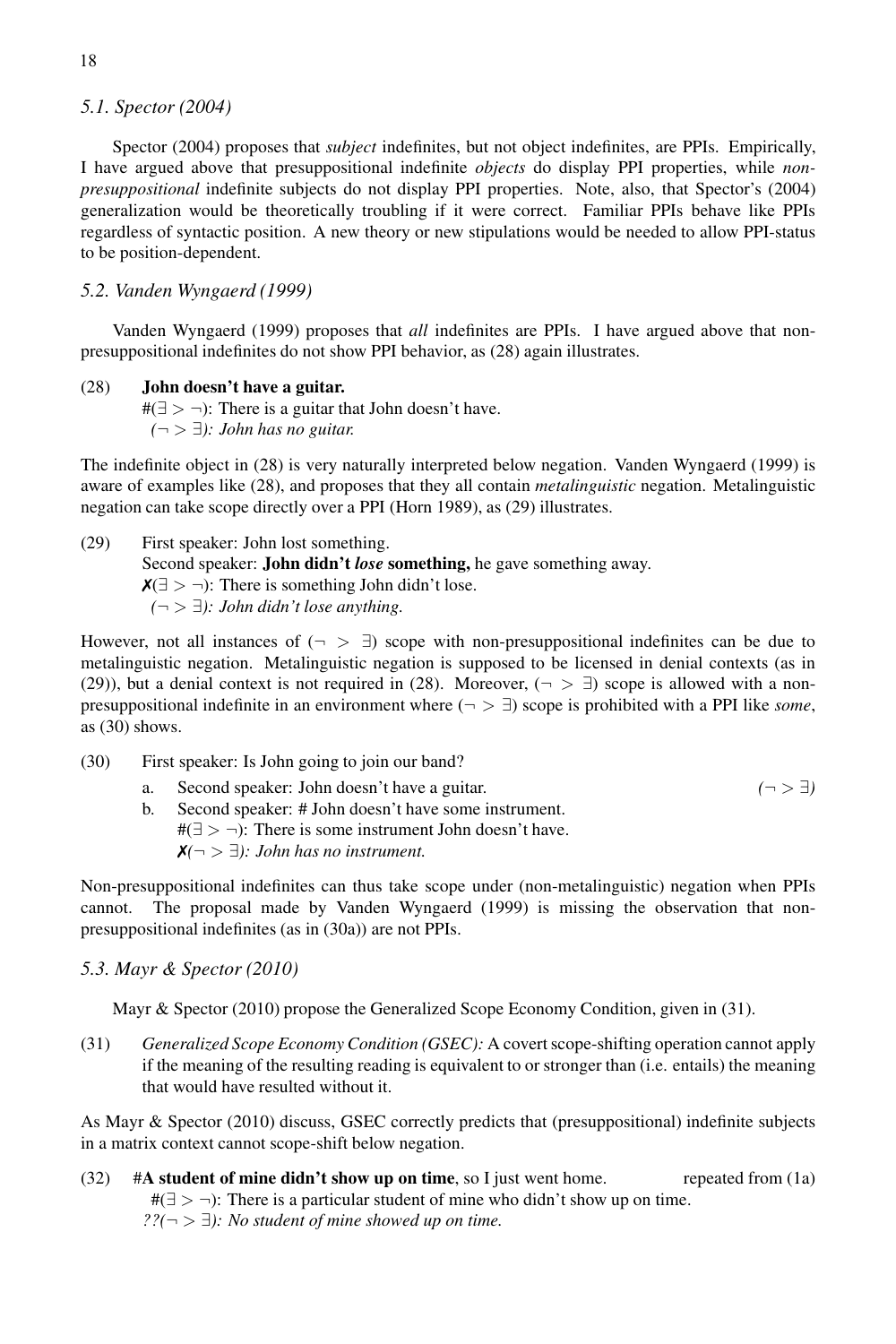### *5.1. Spector (2004)*

Spector (2004) proposes that *subject* indefinites, but not object indefinites, are PPIs. Empirically, I have argued above that presuppositional indefinite *objects* do display PPI properties, while *non-presuppositional* indefinite subjects do not display PPI properties. Note, also, that Spector's (2004) generalization would be theoretically troubling if it were correct. Familiar PPIs behave like PPIs regardless of syntactic position. A new theory or new stipulations would be needed to allow PPI-status to be position-dependent.

### *5.2. Vanden Wyngaerd (1999)*

Vanden Wyngaerd (1999) proposes that *all* indefinites are PPIs. I have argued above that non-presuppositional indefinites do not show PPI behavior, as (28) again illustrates.

(28) **John doesn't have a guitar.**
  #($\exists > \neg$): There is a guitar that John doesn't have.
  *($\neg > \exists$): John has no guitar.*

The indefinite object in (28) is very naturally interpreted below negation. Vanden Wyngaerd (1999) is aware of examples like (28), and proposes that they all contain *metalinguistic* negation. Metalinguistic negation can take scope directly over a PPI (Horn 1989), as (29) illustrates.

(29) First speaker: John lost something.
  Second speaker: **John didn't *lose* something,** he gave something away.
  ✗($\exists > \neg$): There is something John didn't lose.
  *($\neg > \exists$): John didn't lose anything.*

However, not all instances of ($\neg > \exists$) scope with non-presuppositional indefinites can be due to metalinguistic negation. Metalinguistic negation is supposed to be licensed in denial contexts (as in (29)), but a denial context is not required in (28). Moreover, ($\neg > \exists$) scope is allowed with a non-presuppositional indefinite in an environment where ($\neg > \exists$) scope is prohibited with a PPI like *some*, as (30) shows.

(30) First speaker: Is John going to join our band?
  a. Second speaker: John doesn't have a guitar. *($\neg > \exists$)*
  b. Second speaker: # John doesn't have some instrument.
   #($\exists > \neg$): There is some instrument John doesn't have.
   ✗*($\neg > \exists$): John has no instrument.*

Non-presuppositional indefinites can thus take scope under (non-metalinguistic) negation when PPIs cannot. The proposal made by Vanden Wyngaerd (1999) is missing the observation that non-presuppositional indefinites (as in (30a)) are not PPIs.

### *5.3. Mayr & Spector (2010)*

Mayr & Spector (2010) propose the Generalized Scope Economy Condition, given in (31).

(31) *Generalized Scope Economy Condition (GSEC):* A covert scope-shifting operation cannot apply if the meaning of the resulting reading is equivalent to or stronger than (i.e. entails) the meaning that would have resulted without it.

As Mayr & Spector (2010) discuss, GSEC correctly predicts that (presuppositional) indefinite subjects in a matrix context cannot scope-shift below negation.

(32) #**A student of mine didn't show up on time**, so I just went home. repeated from (1a)
  #($\exists > \neg$): There is a particular student of mine who didn't show up on time.
  *??($\neg > \exists$): No student of mine showed up on time.*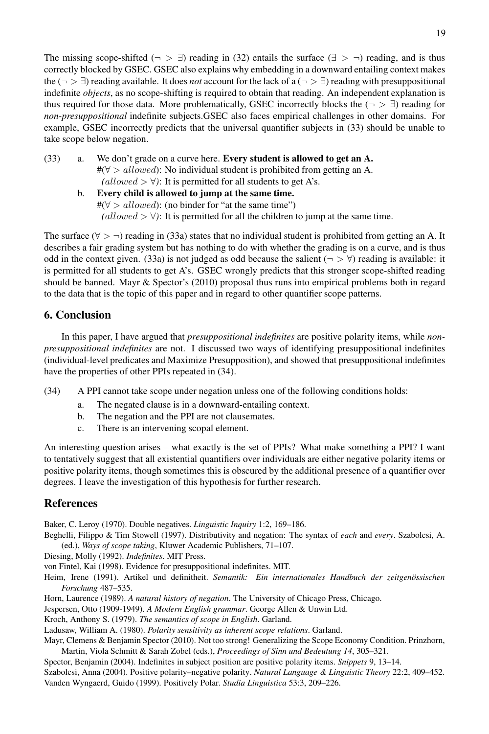The missing scope-shifted ($\neg > \exists$) reading in (32) entails the surface ($\exists > \neg$) reading, and is thus correctly blocked by GSEC. GSEC also explains why embedding in a downward entailing context makes the ($\neg > \exists$) reading available. It does *not* account for the lack of a ($\neg > \exists$) reading with presuppositional indefinite *objects*, as no scope-shifting is required to obtain that reading. An independent explanation is thus required for those data. More problematically, GSEC incorrectly blocks the ($\neg > \exists$) reading for *non-presuppositional* indefinite subjects.GSEC also faces empirical challenges in other domains. For example, GSEC incorrectly predicts that the universal quantifier subjects in (33) should be unable to take scope below negation.

(33) a. We don't grade on a curve here. **Every student is allowed to get an A.**
#($\forall > allowed$): No individual student is prohibited from getting an A.
*($allowed > \forall$)*: It is permitted for all students to get A's.

b. **Every child is allowed to jump at the same time.**
#($\forall > allowed$): (no binder for "at the same time")
*($allowed > \forall$)*: It is permitted for all the children to jump at the same time.

The surface ($\forall > \neg$) reading in (33a) states that no individual student is prohibited from getting an A. It describes a fair grading system but has nothing to do with whether the grading is on a curve, and is thus odd in the context given. (33a) is not judged as odd because the salient ($\neg > \forall$) reading is available: it is permitted for all students to get A's. GSEC wrongly predicts that this stronger scope-shifted reading should be banned. Mayr & Spector's (2010) proposal thus runs into empirical problems both in regard to the data that is the topic of this paper and in regard to other quantifier scope patterns.

## 6. Conclusion

In this paper, I have argued that *presuppositional indefinites* are positive polarity items, while *non-presuppositional indefinites* are not. I discussed two ways of identifying presuppositional indefinites (individual-level predicates and Maximize Presupposition), and showed that presuppositional indefinites have the properties of other PPIs repeated in (34).

(34) A PPI cannot take scope under negation unless one of the following conditions holds:

a. The negated clause is in a downward-entailing context.
b. The negation and the PPI are not clausemates.
c. There is an intervening scopal element.

An interesting question arises – what exactly is the set of PPIs? What make something a PPI? I want to tentatively suggest that all existential quantifiers over individuals are either negative polarity items or positive polarity items, though sometimes this is obscured by the additional presence of a quantifier over degrees. I leave the investigation of this hypothesis for further research.

## References

Baker, C. Leroy (1970). Double negatives. *Linguistic Inquiry* 1:2, 169–186.

Beghelli, Filippo & Tim Stowell (1997). Distributivity and negation: The syntax of *each* and *every*. Szabolcsi, A. (ed.), *Ways of scope taking*, Kluwer Academic Publishers, 71–107.

Diesing, Molly (1992). *Indefinites*. MIT Press.

von Fintel, Kai (1998). Evidence for presuppositional indefinites. MIT.

Heim, Irene (1991). Artikel und definitheit. *Semantik: Ein internationales Handbuch der zeitgenössischen Forschung* 487–535.

Horn, Laurence (1989). *A natural history of negation*. The University of Chicago Press, Chicago.

Jespersen, Otto (1909-1949). *A Modern English grammar*. George Allen & Unwin Ltd.

Kroch, Anthony S. (1979). *The semantics of scope in English*. Garland.

Ladusaw, William A. (1980). *Polarity sensitivity as inherent scope relations*. Garland.

Mayr, Clemens & Benjamin Spector (2010). Not too strong! Generalizing the Scope Economy Condition. Prinzhorn, Martin, Viola Schmitt & Sarah Zobel (eds.), *Proceedings of Sinn und Bedeutung 14*, 305–321.

Spector, Benjamin (2004). Indefinites in subject position are positive polarity items. *Snippets* 9, 13–14.

Szabolcsi, Anna (2004). Positive polarity–negative polarity. *Natural Language & Linguistic Theory* 22:2, 409–452.

Vanden Wyngaerd, Guido (1999). Positively Polar. *Studia Linguistica* 53:3, 209–226.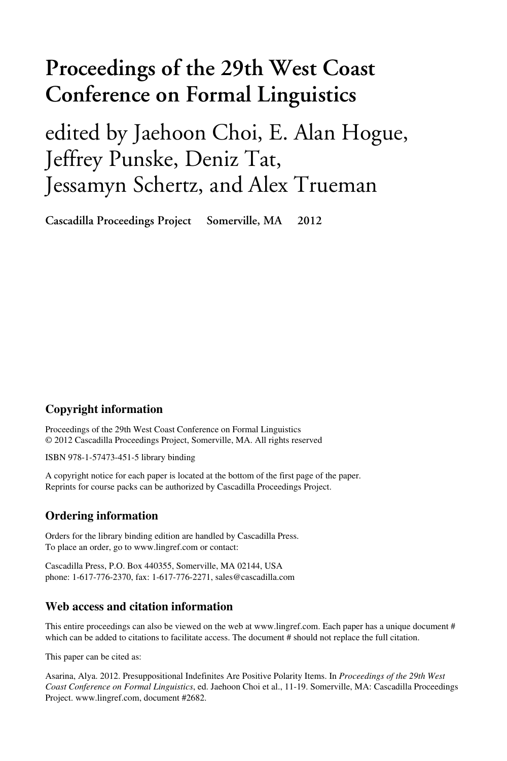# Proceedings of the 29th West Coast Conference on Formal Linguistics

edited by Jaehoon Choi, E. Alan Hogue, Jeffrey Punske, Deniz Tat, Jessamyn Schertz, and Alex Trueman

**Cascadilla Proceedings Project   Somerville, MA   2012**

## Copyright information

Proceedings of the 29th West Coast Conference on Formal Linguistics
© 2012 Cascadilla Proceedings Project, Somerville, MA. All rights reserved

ISBN 978-1-57473-451-5 library binding

A copyright notice for each paper is located at the bottom of the first page of the paper.
Reprints for course packs can be authorized by Cascadilla Proceedings Project.

## Ordering information

Orders for the library binding edition are handled by Cascadilla Press.
To place an order, go to www.lingref.com or contact:

Cascadilla Press, P.O. Box 440355, Somerville, MA 02144, USA
phone: 1-617-776-2370, fax: 1-617-776-2271, sales@cascadilla.com

## Web access and citation information

This entire proceedings can also be viewed on the web at www.lingref.com. Each paper has a unique document # which can be added to citations to facilitate access. The document # should not replace the full citation.

This paper can be cited as:

Asarina, Alya. 2012. Presuppositional Indefinites Are Positive Polarity Items. In *Proceedings of the 29th West Coast Conference on Formal Linguistics*, ed. Jaehoon Choi et al., 11-19. Somerville, MA: Cascadilla Proceedings Project. www.lingref.com, document #2682.